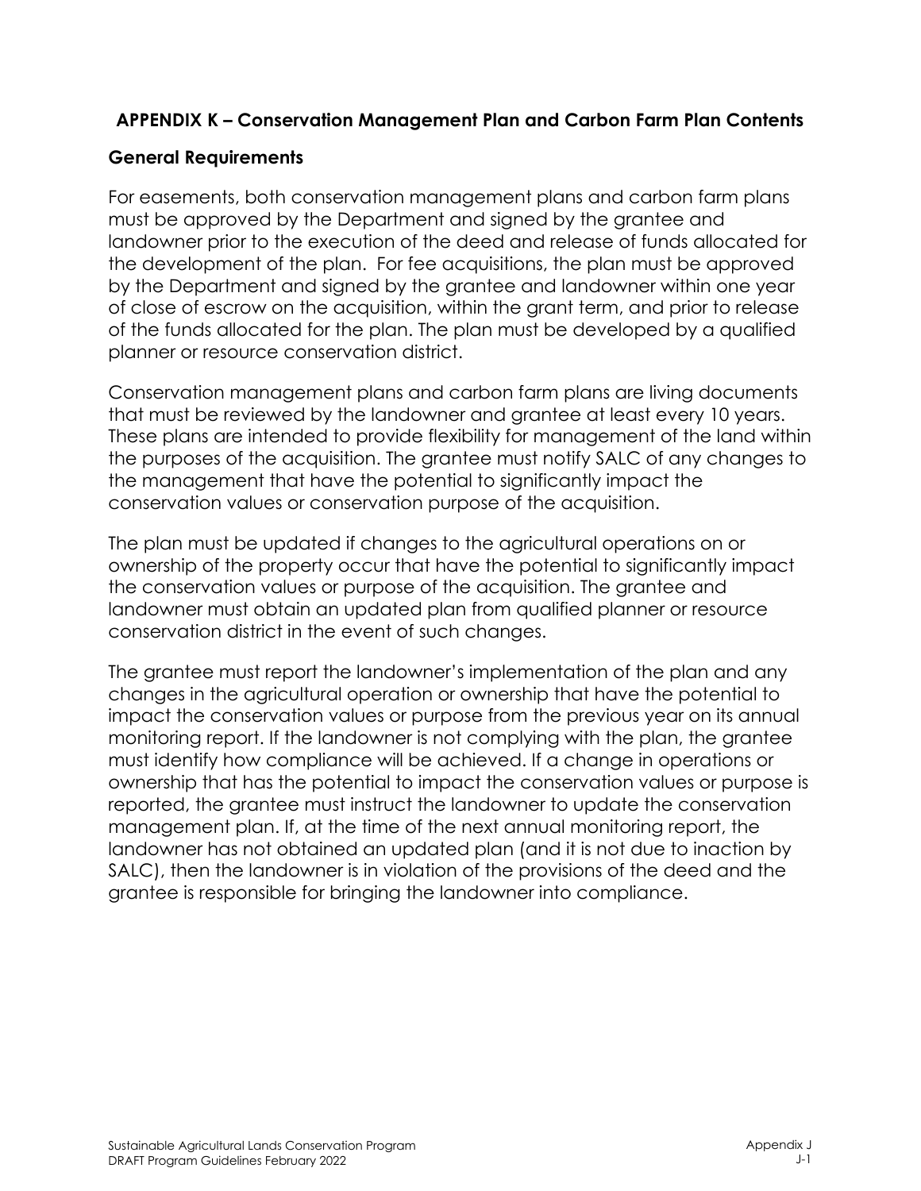## APPENDIX K – Conservation Management Plan and Carbon Farm Plan Contents

### General Requirements

For easements, both conservation management plans and carbon farm plans must be approved by the Department and signed by the grantee and landowner prior to the execution of the deed and release of funds allocated for the development of the plan. For fee acquisitions, the plan must be approved by the Department and signed by the grantee and landowner within one year of close of escrow on the acquisition, within the grant term, and prior to release of the funds allocated for the plan. The plan must be developed by a qualified planner or resource conservation district.

Conservation management plans and carbon farm plans are living documents that must be reviewed by the landowner and grantee at least every 10 years. These plans are intended to provide flexibility for management of the land within the purposes of the acquisition. The grantee must notify SALC of any changes to the management that have the potential to significantly impact the conservation values or conservation purpose of the acquisition.

The plan must be updated if changes to the agricultural operations on or ownership of the property occur that have the potential to significantly impact the conservation values or purpose of the acquisition. The grantee and landowner must obtain an updated plan from qualified planner or resource conservation district in the event of such changes.

The grantee must report the landowner's implementation of the plan and any changes in the agricultural operation or ownership that have the potential to impact the conservation values or purpose from the previous year on its annual monitoring report. If the landowner is not complying with the plan, the grantee must identify how compliance will be achieved. If a change in operations or ownership that has the potential to impact the conservation values or purpose is reported, the grantee must instruct the landowner to update the conservation management plan. If, at the time of the next annual monitoring report, the landowner has not obtained an updated plan (and it is not due to inaction by SALC), then the landowner is in violation of the provisions of the deed and the grantee is responsible for bringing the landowner into compliance.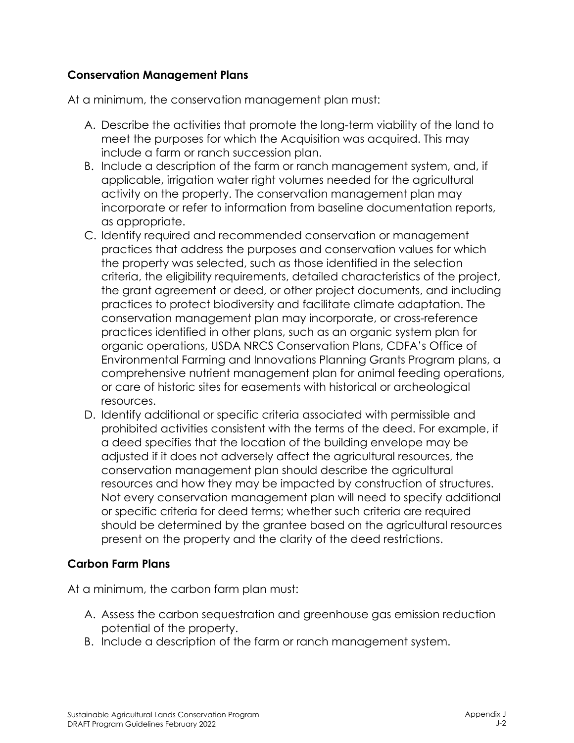## Conservation Management Plans

At a minimum, the conservation management plan must:

A. Describe the activities that promote the long-term viability of the land to meet the purposes for which the Acquisition was acquired. This may include a farm or ranch succession plan.
B. Include a description of the farm or ranch management system, and, if applicable, irrigation water right volumes needed for the agricultural activity on the property. The conservation management plan may incorporate or refer to information from baseline documentation reports, as appropriate.
C. Identify required and recommended conservation or management practices that address the purposes and conservation values for which the property was selected, such as those identified in the selection criteria, the eligibility requirements, detailed characteristics of the project, the grant agreement or deed, or other project documents, and including practices to protect biodiversity and facilitate climate adaptation. The conservation management plan may incorporate, or cross-reference practices identified in other plans, such as an organic system plan for organic operations, USDA NRCS Conservation Plans, CDFA's Office of Environmental Farming and Innovations Planning Grants Program plans, a comprehensive nutrient management plan for animal feeding operations, or care of historic sites for easements with historical or archeological resources.
D. Identify additional or specific criteria associated with permissible and prohibited activities consistent with the terms of the deed. For example, if a deed specifies that the location of the building envelope may be adjusted if it does not adversely affect the agricultural resources, the conservation management plan should describe the agricultural resources and how they may be impacted by construction of structures. Not every conservation management plan will need to specify additional or specific criteria for deed terms; whether such criteria are required should be determined by the grantee based on the agricultural resources present on the property and the clarity of the deed restrictions.

## Carbon Farm Plans

At a minimum, the carbon farm plan must:

A. Assess the carbon sequestration and greenhouse gas emission reduction potential of the property.
B. Include a description of the farm or ranch management system.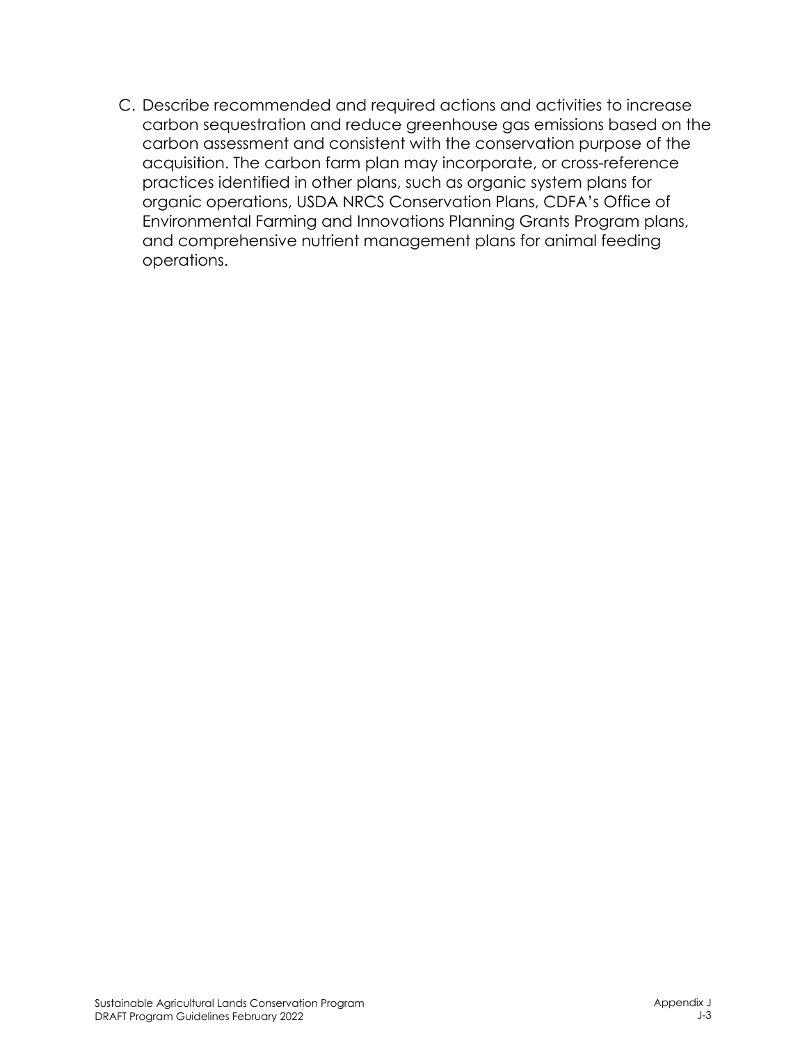C. Describe recommended and required actions and activities to increase carbon sequestration and reduce greenhouse gas emissions based on the carbon assessment and consistent with the conservation purpose of the acquisition. The carbon farm plan may incorporate, or cross-reference practices identified in other plans, such as organic system plans for organic operations, USDA NRCS Conservation Plans, CDFA's Office of Environmental Farming and Innovations Planning Grants Program plans, and comprehensive nutrient management plans for animal feeding operations.